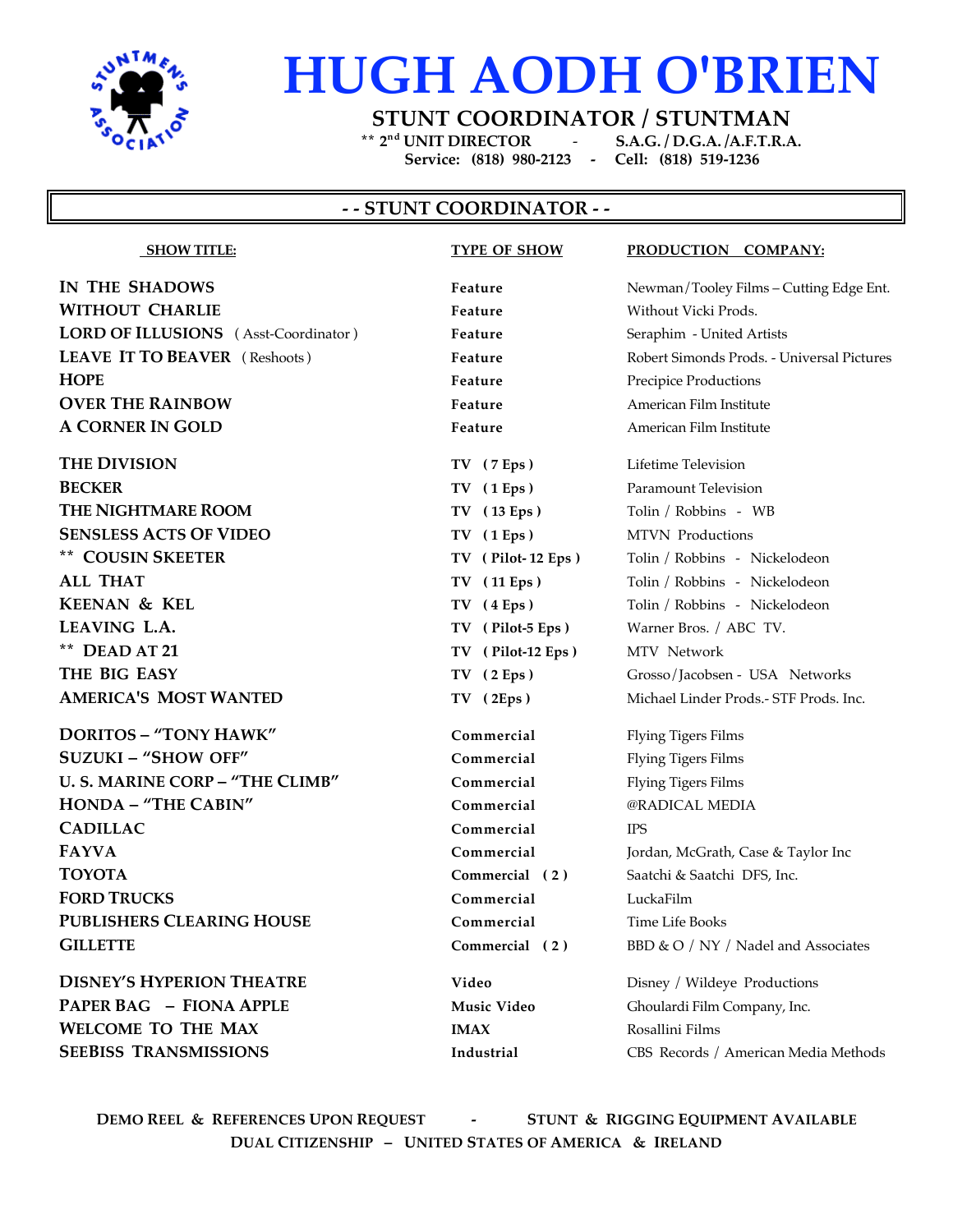# HUGH AODH O'BRIEN

**STUNT COORDINATOR / STUNTMAN**

** 2nd UNIT DIRECTOR - S.A.G. / D.G.A. /A.F.T.R.A.

Service: (818) 980-2123 - Cell: (818) 519-1236

## - - STUNT COORDINATOR - -

| SHOW TITLE: | TYPE OF SHOW | PRODUCTION COMPANY: |
|---|---|---|
| IN THE SHADOWS | Feature | Newman/Tooley Films – Cutting Edge Ent. |
| WITHOUT CHARLIE | Feature | Without Vicki Prods. |
| LORD OF ILLUSIONS ( Asst-Coordinator ) | Feature | Seraphim - United Artists |
| LEAVE IT TO BEAVER ( Reshoots ) | Feature | Robert Simonds Prods. - Universal Pictures |
| HOPE | Feature | Precipice Productions |
| OVER THE RAINBOW | Feature | American Film Institute |
| A CORNER IN GOLD | Feature | American Film Institute |
| THE DIVISION | TV ( 7 Eps ) | Lifetime Television |
| BECKER | TV ( 1 Eps ) | Paramount Television |
| THE NIGHTMARE ROOM | TV ( 13 Eps ) | Tolin / Robbins - WB |
| SENSLESS ACTS OF VIDEO | TV ( 1 Eps ) | MTVN Productions |
| ** COUSIN SKEETER | TV ( Pilot- 12 Eps ) | Tolin / Robbins - Nickelodeon |
| ALL THAT | TV ( 11 Eps ) | Tolin / Robbins - Nickelodeon |
| KEENAN & KEL | TV ( 4 Eps ) | Tolin / Robbins - Nickelodeon |
| LEAVING L.A. | TV ( Pilot-5 Eps ) | Warner Bros. / ABC TV. |
| ** DEAD AT 21 | TV ( Pilot-12 Eps ) | MTV Network |
| THE BIG EASY | TV ( 2 Eps ) | Grosso/Jacobsen - USA Networks |
| AMERICA'S MOST WANTED | TV ( 2Eps ) | Michael Linder Prods.- STF Prods. Inc. |
| DORITOS – "TONY HAWK" | Commercial | Flying Tigers Films |
| SUZUKI – "SHOW OFF" | Commercial | Flying Tigers Films |
| U. S. MARINE CORP – "THE CLIMB" | Commercial | Flying Tigers Films |
| HONDA – "THE CABIN" | Commercial | @RADICAL MEDIA |
| CADILLAC | Commercial | IPS |
| FAYVA | Commercial | Jordan, McGrath, Case & Taylor Inc |
| TOYOTA | Commercial ( 2 ) | Saatchi & Saatchi DFS, Inc. |
| FORD TRUCKS | Commercial | LuckaFilm |
| PUBLISHERS CLEARING HOUSE | Commercial | Time Life Books |
| GILLETTE | Commercial ( 2 ) | BBD & O / NY / Nadel and Associates |
| DISNEY'S HYPERION THEATRE | Video | Disney / Wildeye Productions |
| PAPER BAG – FIONA APPLE | Music Video | Ghoulardi Film Company, Inc. |
| WELCOME TO THE MAX | IMAX | Rosallini Films |
| SEEBISS TRANSMISSIONS | Industrial | CBS Records / American Media Methods |

DEMO REEL & REFERENCES UPON REQUEST - STUNT & RIGGING EQUIPMENT AVAILABLE

DUAL CITIZENSHIP – UNITED STATES OF AMERICA & IRELAND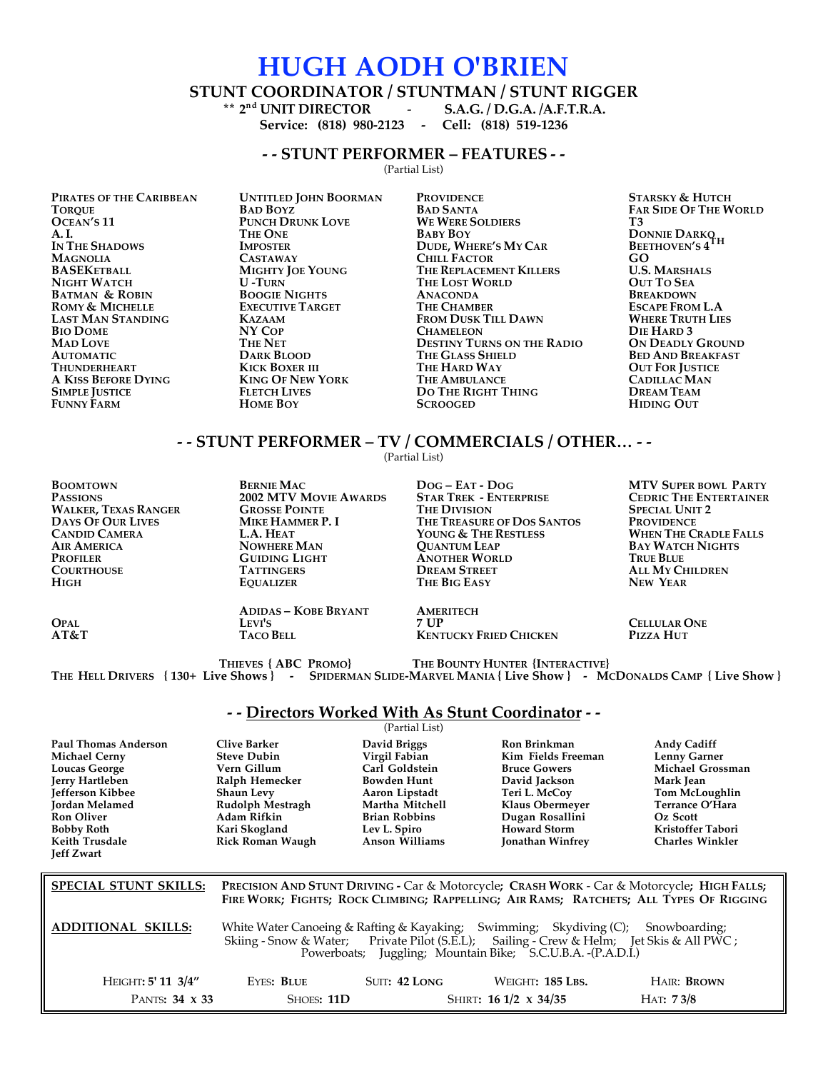# HUGH AODH O'BRIEN

## STUNT COORDINATOR / STUNTMAN / STUNT RIGGER

**\*\* 2nd UNIT DIRECTOR - S.A.G. / D.G.A. /A.F.T.R.A.**

**Service: (818) 980-2123 - Cell: (818) 519-1236**

## - - STUNT PERFORMER – FEATURES - -

(Partial List)

| | | | |
|---|---|---|---|
| **PIRATES OF THE CARIBBEAN** | **UNTITLED JOHN BOORMAN** | **PROVIDENCE** | **STARSKY & HUTCH** |
| **TORQUE** | **BAD BOYZ** | **BAD SANTA** | **FAR SIDE OF THE WORLD** |
| **OCEAN'S 11** | **PUNCH DRUNK LOVE** | **WE WERE SOLDIERS** | **T3** |
| **A. I.** | **THE ONE** | **BABY BOY** | **DONNIE DARKO** |
| **IN THE SHADOWS** | **IMPOSTER** | **DUDE, WHERE'S MY CAR** | **BEETHOVEN'S 4TH** |
| **MAGNOLIA** | **CASTAWAY** | **CHILL FACTOR** | **GO** |
| **BASEKETBALL** | **MIGHTY JOE YOUNG** | **THE REPLACEMENT KILLERS** | **U.S. MARSHALS** |
| **NIGHT WATCH** | **U -TURN** | **THE LOST WORLD** | **OUT TO SEA** |
| **BATMAN & ROBIN** | **BOOGIE NIGHTS** | **ANACONDA** | **BREAKDOWN** |
| **ROMY & MICHELLE** | **EXECUTIVE TARGET** | **THE CHAMBER** | **ESCAPE FROM L.A** |
| **LAST MAN STANDING** | **KAZAAM** | **FROM DUSK TILL DAWN** | **WHERE TRUTH LIES** |
| **BIO DOME** | **NY COP** | **CHAMELEON** | **DIE HARD 3** |
| **MAD LOVE** | **THE NET** | **DESTINY TURNS ON THE RADIO** | **ON DEADLY GROUND** |
| **AUTOMATIC** | **DARK BLOOD** | **THE GLASS SHIELD** | **BED AND BREAKFAST** |
| **THUNDERHEART** | **KICK BOXER III** | **THE HARD WAY** | **OUT FOR JUSTICE** |
| **A KISS BEFORE DYING** | **KING OF NEW YORK** | **THE AMBULANCE** | **CADILLAC MAN** |
| **SIMPLE JUSTICE** | **FLETCH LIVES** | **DO THE RIGHT THING** | **DREAM TEAM** |
| **FUNNY FARM** | **HOME BOY** | **SCROOGED** | **HIDING OUT** |

## - - STUNT PERFORMER – TV / COMMERCIALS / OTHER… - -

(Partial List)

| | | | |
|---|---|---|---|
| **BOOMTOWN** | **BERNIE MAC** | **DOG – EAT - DOG** | **MTV SUPER BOWL PARTY** |
| **PASSIONS** | **2002 MTV MOVIE AWARDS** | **STAR TREK - ENTERPRISE** | **CEDRIC THE ENTERTAINER** |
| **WALKER, TEXAS RANGER** | **GROSSE POINTE** | **THE DIVISION** | **SPECIAL UNIT 2** |
| **DAYS OF OUR LIVES** | **MIKE HAMMER P. I** | **THE TREASURE OF DOS SANTOS** | **PROVIDENCE** |
| **CANDID CAMERA** | **L.A. HEAT** | **YOUNG & THE RESTLESS** | **WHEN THE CRADLE FALLS** |
| **AIR AMERICA** | **NOWHERE MAN** | **QUANTUM LEAP** | **BAY WATCH NIGHTS** |
| **PROFILER** | **GUIDING LIGHT** | **ANOTHER WORLD** | **TRUE BLUE** |
| **COURTHOUSE** | **TATTINGERS** | **DREAM STREET** | **ALL MY CHILDREN** |
| **HIGH** | **EQUALIZER** | **THE BIG EASY** | **NEW YEAR** |
| | **ADIDAS – KOBE BRYANT** | **AMERITECH** | |
| **OPAL** | **LEVI'S** | **7 UP** | **CELLULAR ONE** |
| **AT&T** | **TACO BELL** | **KENTUCKY FRIED CHICKEN** | **PIZZA HUT** |

**THIEVES {ABC PROMO}** **THE BOUNTY HUNTER {INTERACTIVE}**

**THE HELL DRIVERS {130+ Live Shows} - SPIDERMAN SLIDE-MARVEL MANIA {Live Show} - MCDONALDS CAMP {Live Show}**

## - - Directors Worked With As Stunt Coordinator - -

(Partial List)

| | | | | |
|---|---|---|---|---|
| **Paul Thomas Anderson** | **Clive Barker** | **David Briggs** | **Ron Brinkman** | **Andy Cadiff** |
| **Michael Cerny** | **Steve Dubin** | **Virgil Fabian** | **Kim Fields Freeman** | **Lenny Garner** |
| **Loucas George** | **Vern Gillum** | **Carl Goldstein** | **Bruce Gowers** | **Michael Grossman** |
| **Jerry Hartleben** | **Ralph Hemecker** | **Bowden Hunt** | **David Jackson** | **Mark Jean** |
| **Jefferson Kibbee** | **Shaun Levy** | **Aaron Lipstadt** | **Teri L. McCoy** | **Tom McLoughlin** |
| **Jordan Melamed** | **Rudolph Mestragh** | **Martha Mitchell** | **Klaus Obermeyer** | **Terrance O'Hara** |
| **Ron Oliver** | **Adam Rifkin** | **Brian Robbins** | **Dugan Rosallini** | **Oz Scott** |
| **Bobby Roth** | **Kari Skogland** | **Lev L. Spiro** | **Howard Storm** | **Kristoffer Tabori** |
| **Keith Trusdale** | **Rick Roman Waugh** | **Anson Williams** | **Jonathan Winfrey** | **Charles Winkler** |
| **Jeff Zwart** | | | | |

**SPECIAL STUNT SKILLS:** **PRECISION AND STUNT DRIVING** - Car & Motorcycle; **CRASH WORK** - Car & Motorcycle; **HIGH FALLS; FIRE WORK; FIGHTS; ROCK CLIMBING; RAPPELLING; AIR RAMS; RATCHETS; ALL TYPES OF RIGGING**

**ADDITIONAL SKILLS:** White Water Canoeing & Rafting & Kayaking; Swimming; Skydiving (C); Snowboarding; Skiing - Snow & Water; Private Pilot (S.E.L); Sailing - Crew & Helm; Jet Skis & All PWC; Powerboats; Juggling; Mountain Bike; S.C.U.B.A. -(P.A.D.I.)

| | | | | |
|---|---|---|---|---|
| HEIGHT: **5' 11 3/4"** | EYES: **BLUE** | SUIT: **42 LONG** | WEIGHT: **185 LBS.** | HAIR: **BROWN** |
| PANTS: **34 X 33** | SHOES: **11D** | | SHIRT: **16 1/2 X 34/35** | HAT: **7 3/8** |